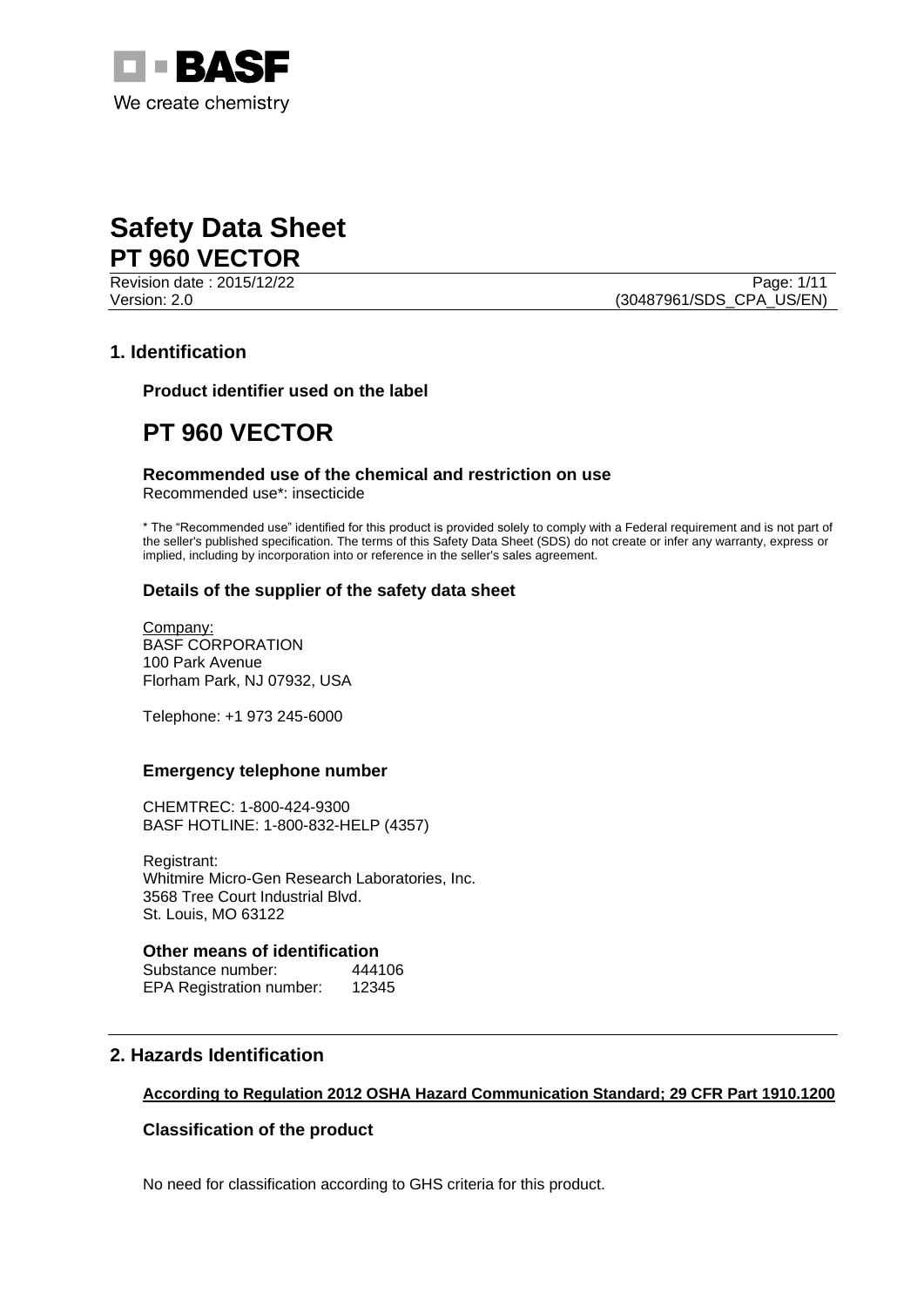BASF
We create chemistry

# Safety Data Sheet
## PT 960 VECTOR

Revision date : 2015/12/22
Version: 2.0 (30487961/SDS_CPA_US/EN)

## 1. Identification

### Product identifier used on the label

# PT 960 VECTOR

### Recommended use of the chemical and restriction on use

Recommended use*: insecticide

* The "Recommended use" identified for this product is provided solely to comply with a Federal requirement and is not part of the seller's published specification. The terms of this Safety Data Sheet (SDS) do not create or infer any warranty, express or implied, including by incorporation into or reference in the seller's sales agreement.

### Details of the supplier of the safety data sheet

Company:
BASF CORPORATION
100 Park Avenue
Florham Park, NJ 07932, USA

Telephone: +1 973 245-6000

### Emergency telephone number

CHEMTREC: 1-800-424-9300
BASF HOTLINE: 1-800-832-HELP (4357)

Registrant:
Whitmire Micro-Gen Research Laboratories, Inc.
3568 Tree Court Industrial Blvd.
St. Louis, MO 63122

### Other means of identification

Substance number: 444106
EPA Registration number: 12345

## 2. Hazards Identification

**According to Regulation 2012 OSHA Hazard Communication Standard; 29 CFR Part 1910.1200**

### Classification of the product

No need for classification according to GHS criteria for this product.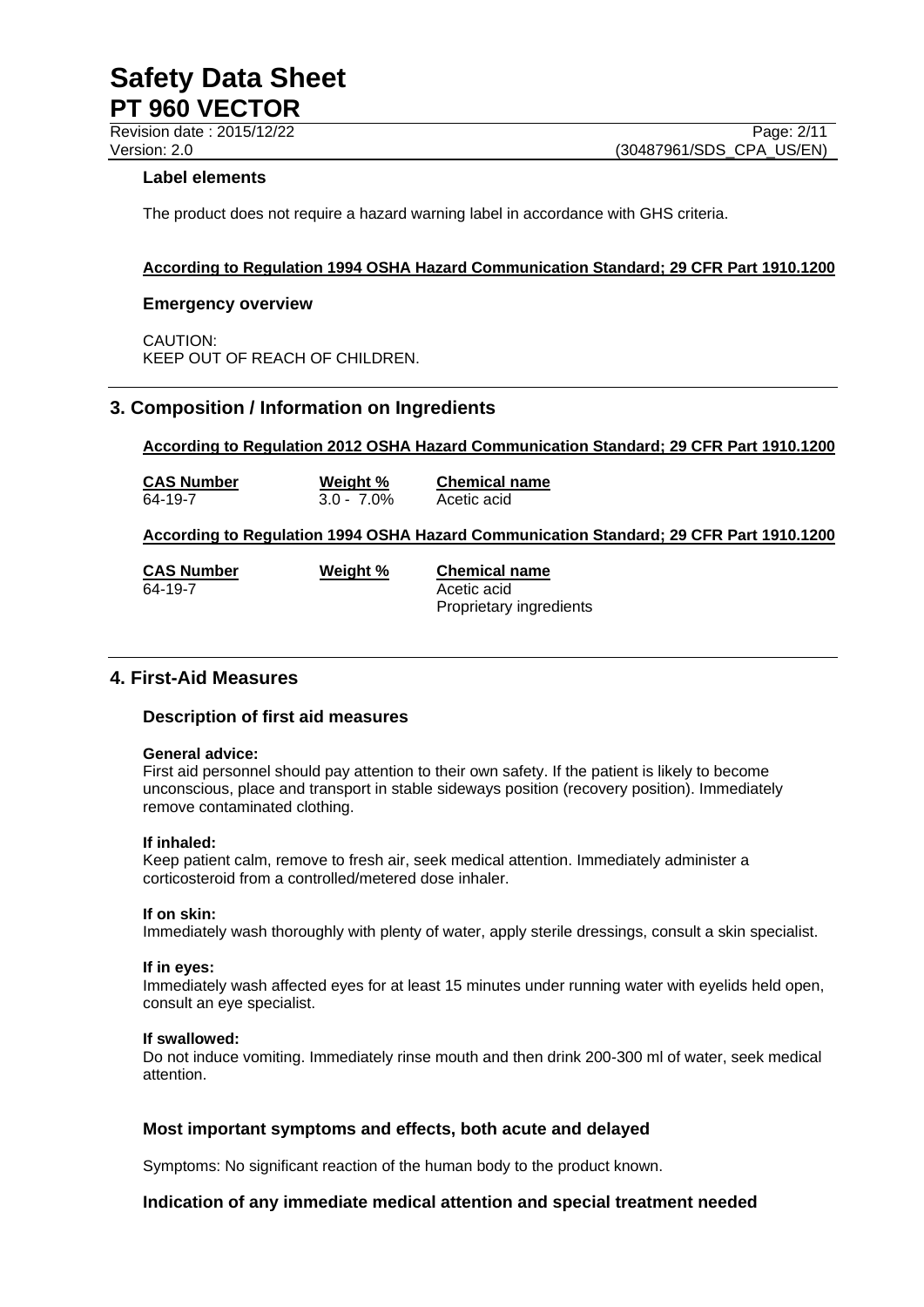### Label elements

The product does not require a hazard warning label in accordance with GHS criteria.

**According to Regulation 1994 OSHA Hazard Communication Standard; 29 CFR Part 1910.1200**

### Emergency overview

CAUTION:
KEEP OUT OF REACH OF CHILDREN.

## 3. Composition / Information on Ingredients

**According to Regulation 2012 OSHA Hazard Communication Standard; 29 CFR Part 1910.1200**

| CAS Number | Weight % | Chemical name |
| --- | --- | --- |
| 64-19-7 | 3.0 - 7.0% | Acetic acid |

**According to Regulation 1994 OSHA Hazard Communication Standard; 29 CFR Part 1910.1200**

| CAS Number | Weight % | Chemical name |
| --- | --- | --- |
| 64-19-7 | | Acetic acid |
| | | Proprietary ingredients |

## 4. First-Aid Measures

### Description of first aid measures

**General advice:**
First aid personnel should pay attention to their own safety. If the patient is likely to become unconscious, place and transport in stable sideways position (recovery position). Immediately remove contaminated clothing.

**If inhaled:**
Keep patient calm, remove to fresh air, seek medical attention. Immediately administer a corticosteroid from a controlled/metered dose inhaler.

**If on skin:**
Immediately wash thoroughly with plenty of water, apply sterile dressings, consult a skin specialist.

**If in eyes:**
Immediately wash affected eyes for at least 15 minutes under running water with eyelids held open, consult an eye specialist.

**If swallowed:**
Do not induce vomiting. Immediately rinse mouth and then drink 200-300 ml of water, seek medical attention.

### Most important symptoms and effects, both acute and delayed

Symptoms: No significant reaction of the human body to the product known.

### Indication of any immediate medical attention and special treatment needed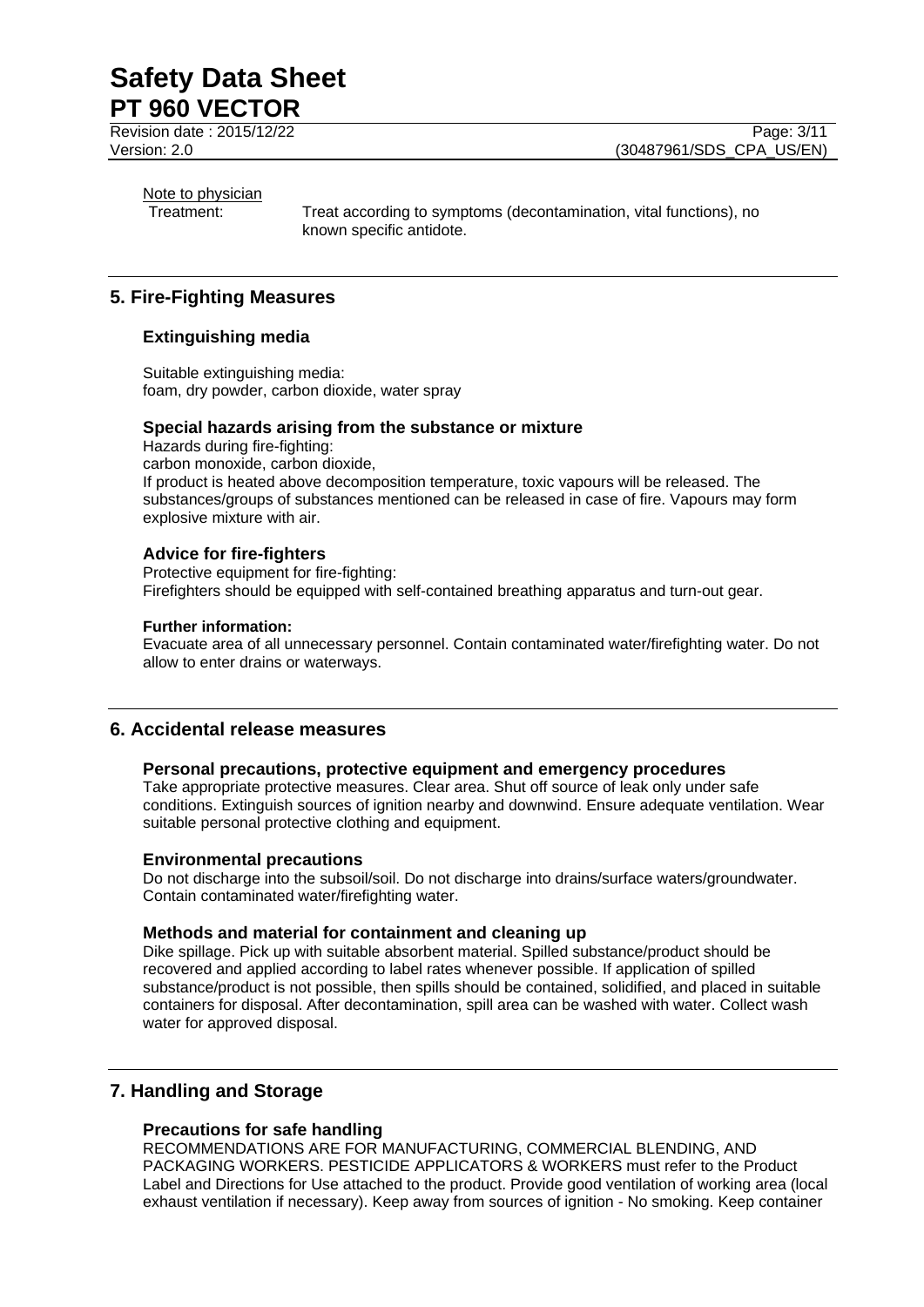Note to physician

Treatment: Treat according to symptoms (decontamination, vital functions), no known specific antidote.

## 5. Fire-Fighting Measures

### Extinguishing media

Suitable extinguishing media:
foam, dry powder, carbon dioxide, water spray

### Special hazards arising from the substance or mixture

Hazards during fire-fighting:
carbon monoxide, carbon dioxide,
If product is heated above decomposition temperature, toxic vapours will be released. The substances/groups of substances mentioned can be released in case of fire. Vapours may form explosive mixture with air.

### Advice for fire-fighters

Protective equipment for fire-fighting:
Firefighters should be equipped with self-contained breathing apparatus and turn-out gear.

**Further information:**
Evacuate area of all unnecessary personnel. Contain contaminated water/firefighting water. Do not allow to enter drains or waterways.

## 6. Accidental release measures

### Personal precautions, protective equipment and emergency procedures

Take appropriate protective measures. Clear area. Shut off source of leak only under safe conditions. Extinguish sources of ignition nearby and downwind. Ensure adequate ventilation. Wear suitable personal protective clothing and equipment.

### Environmental precautions

Do not discharge into the subsoil/soil. Do not discharge into drains/surface waters/groundwater. Contain contaminated water/firefighting water.

### Methods and material for containment and cleaning up

Dike spillage. Pick up with suitable absorbent material. Spilled substance/product should be recovered and applied according to label rates whenever possible. If application of spilled substance/product is not possible, then spills should be contained, solidified, and placed in suitable containers for disposal. After decontamination, spill area can be washed with water. Collect wash water for approved disposal.

## 7. Handling and Storage

### Precautions for safe handling

RECOMMENDATIONS ARE FOR MANUFACTURING, COMMERCIAL BLENDING, AND PACKAGING WORKERS. PESTICIDE APPLICATORS & WORKERS must refer to the Product Label and Directions for Use attached to the product. Provide good ventilation of working area (local exhaust ventilation if necessary). Keep away from sources of ignition - No smoking. Keep container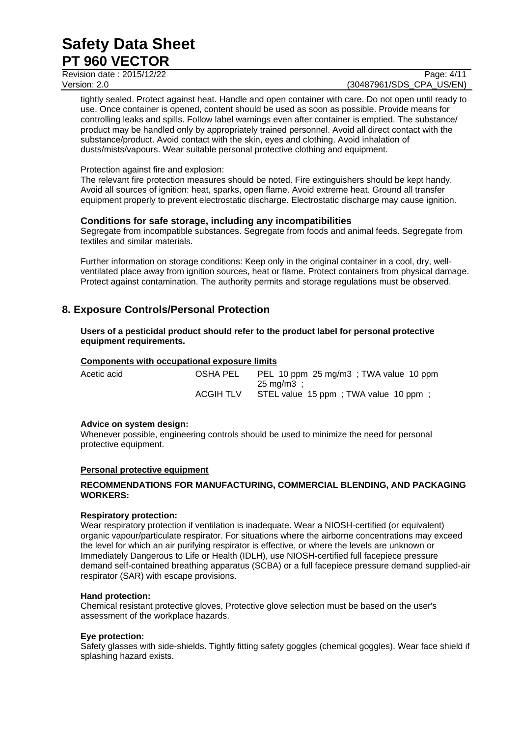tightly sealed. Protect against heat. Handle and open container with care. Do not open until ready to use. Once container is opened, content should be used as soon as possible. Provide means for controlling leaks and spills. Follow label warnings even after container is emptied. The substance/ product may be handled only by appropriately trained personnel. Avoid all direct contact with the substance/product. Avoid contact with the skin, eyes and clothing. Avoid inhalation of dusts/mists/vapours. Wear suitable personal protective clothing and equipment.

Protection against fire and explosion:
The relevant fire protection measures should be noted. Fire extinguishers should be kept handy. Avoid all sources of ignition: heat, sparks, open flame. Avoid extreme heat. Ground all transfer equipment properly to prevent electrostatic discharge. Electrostatic discharge may cause ignition.

### Conditions for safe storage, including any incompatibilities

Segregate from incompatible substances. Segregate from foods and animal feeds. Segregate from textiles and similar materials.

Further information on storage conditions: Keep only in the original container in a cool, dry, well-ventilated place away from ignition sources, heat or flame. Protect containers from physical damage. Protect against contamination. The authority permits and storage regulations must be observed.

## 8. Exposure Controls/Personal Protection

**Users of a pesticidal product should refer to the product label for personal protective equipment requirements.**

**Components with occupational exposure limits**

| | | |
|---|---|---|
| Acetic acid | OSHA PEL | PEL 10 ppm 25 mg/m3 ; TWA value 10 ppm 25 mg/m3 ; |
| | ACGIH TLV | STEL value 15 ppm ; TWA value 10 ppm ; |

**Advice on system design:**
Whenever possible, engineering controls should be used to minimize the need for personal protective equipment.

**Personal protective equipment**

**RECOMMENDATIONS FOR MANUFACTURING, COMMERCIAL BLENDING, AND PACKAGING WORKERS:**

**Respiratory protection:**
Wear respiratory protection if ventilation is inadequate. Wear a NIOSH-certified (or equivalent) organic vapour/particulate respirator. For situations where the airborne concentrations may exceed the level for which an air purifying respirator is effective, or where the levels are unknown or Immediately Dangerous to Life or Health (IDLH), use NIOSH-certified full facepiece pressure demand self-contained breathing apparatus (SCBA) or a full facepiece pressure demand supplied-air respirator (SAR) with escape provisions.

**Hand protection:**
Chemical resistant protective gloves, Protective glove selection must be based on the user's assessment of the workplace hazards.

**Eye protection:**
Safety glasses with side-shields. Tightly fitting safety goggles (chemical goggles). Wear face shield if splashing hazard exists.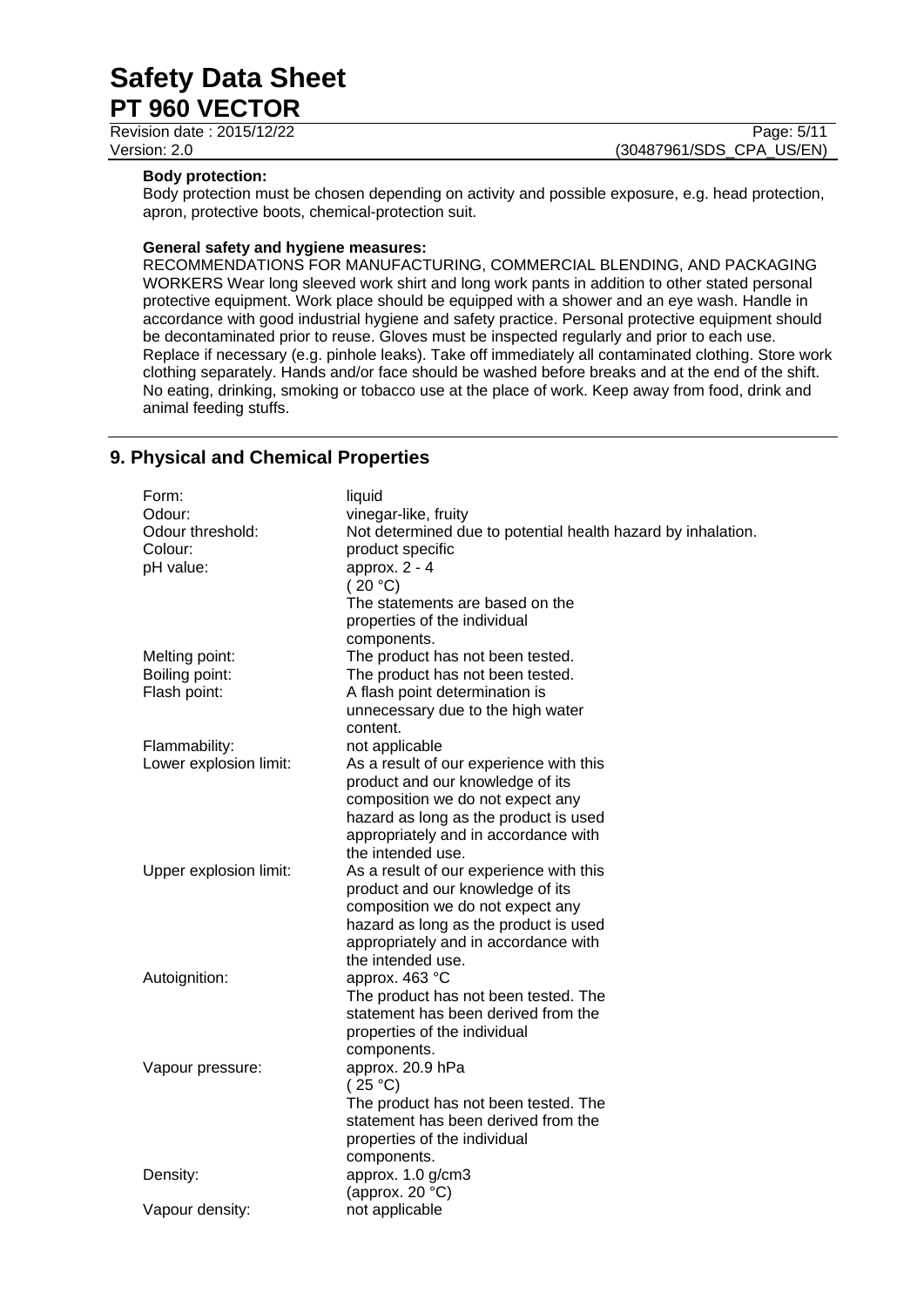**Body protection:**
Body protection must be chosen depending on activity and possible exposure, e.g. head protection, apron, protective boots, chemical-protection suit.

**General safety and hygiene measures:**
RECOMMENDATIONS FOR MANUFACTURING, COMMERCIAL BLENDING, AND PACKAGING WORKERS Wear long sleeved work shirt and long work pants in addition to other stated personal protective equipment. Work place should be equipped with a shower and an eye wash. Handle in accordance with good industrial hygiene and safety practice. Personal protective equipment should be decontaminated prior to reuse. Gloves must be inspected regularly and prior to each use. Replace if necessary (e.g. pinhole leaks). Take off immediately all contaminated clothing. Store work clothing separately. Hands and/or face should be washed before breaks and at the end of the shift. No eating, drinking, smoking or tobacco use at the place of work. Keep away from food, drink and animal feeding stuffs.

## 9. Physical and Chemical Properties

| | |
|---|---|
| Form: | liquid |
| Odour: | vinegar-like, fruity |
| Odour threshold: | Not determined due to potential health hazard by inhalation. |
| Colour: | product specific |
| pH value: | approx. 2 - 4 ( 20 °C) The statements are based on the properties of the individual components. |
| Melting point: | The product has not been tested. |
| Boiling point: | The product has not been tested. |
| Flash point: | A flash point determination is unnecessary due to the high water content. |
| Flammability: | not applicable |
| Lower explosion limit: | As a result of our experience with this product and our knowledge of its composition we do not expect any hazard as long as the product is used appropriately and in accordance with the intended use. |
| Upper explosion limit: | As a result of our experience with this product and our knowledge of its composition we do not expect any hazard as long as the product is used appropriately and in accordance with the intended use. |
| Autoignition: | approx. 463 °C The product has not been tested. The statement has been derived from the properties of the individual components. |
| Vapour pressure: | approx. 20.9 hPa ( 25 °C) The product has not been tested. The statement has been derived from the properties of the individual components. |
| Density: | approx. 1.0 g/cm3 (approx. 20 °C) |
| Vapour density: | not applicable |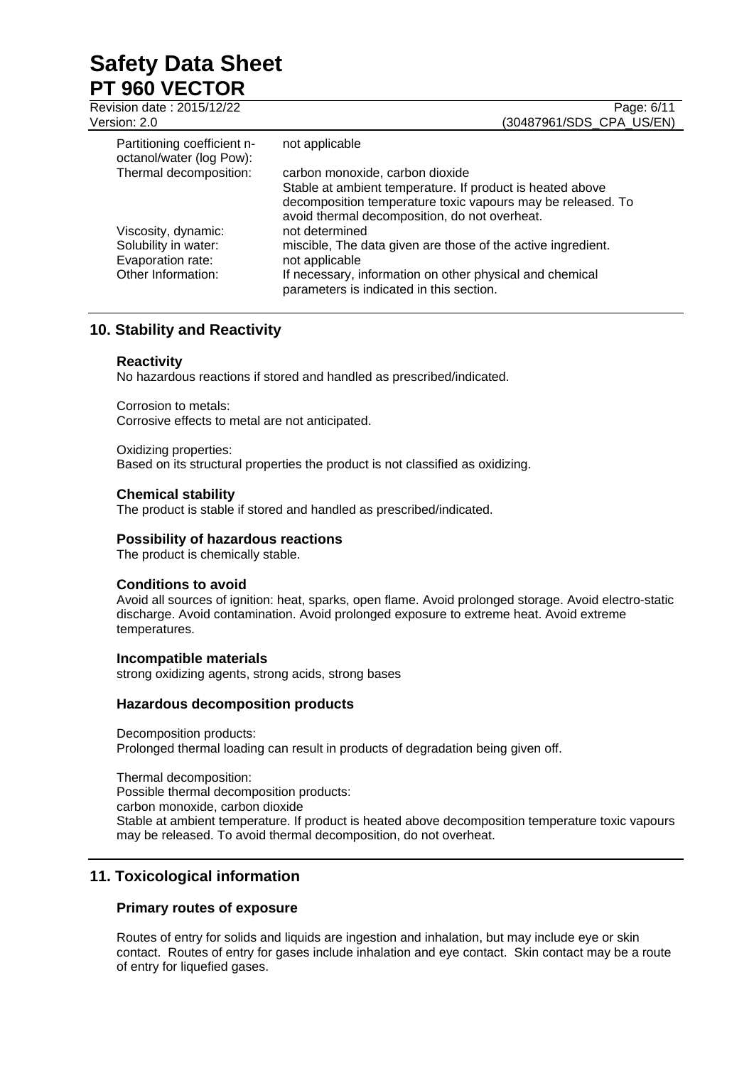| | |
|---|---|
| Partitioning coefficient n-octanol/water (log Pow): | not applicable |
| Thermal decomposition: | carbon monoxide, carbon dioxide<br>Stable at ambient temperature. If product is heated above decomposition temperature toxic vapours may be released. To avoid thermal decomposition, do not overheat. |
| Viscosity, dynamic: | not determined |
| Solubility in water: | miscible, The data given are those of the active ingredient. |
| Evaporation rate: | not applicable |
| Other Information: | If necessary, information on other physical and chemical parameters is indicated in this section. |

## 10. Stability and Reactivity

### Reactivity

No hazardous reactions if stored and handled as prescribed/indicated.

Corrosion to metals:
Corrosive effects to metal are not anticipated.

Oxidizing properties:
Based on its structural properties the product is not classified as oxidizing.

### Chemical stability

The product is stable if stored and handled as prescribed/indicated.

### Possibility of hazardous reactions

The product is chemically stable.

### Conditions to avoid

Avoid all sources of ignition: heat, sparks, open flame. Avoid prolonged storage. Avoid electro-static discharge. Avoid contamination. Avoid prolonged exposure to extreme heat. Avoid extreme temperatures.

### Incompatible materials

strong oxidizing agents, strong acids, strong bases

### Hazardous decomposition products

Decomposition products:
Prolonged thermal loading can result in products of degradation being given off.

Thermal decomposition:
Possible thermal decomposition products:
carbon monoxide, carbon dioxide
Stable at ambient temperature. If product is heated above decomposition temperature toxic vapours may be released. To avoid thermal decomposition, do not overheat.

## 11. Toxicological information

### Primary routes of exposure

Routes of entry for solids and liquids are ingestion and inhalation, but may include eye or skin contact. Routes of entry for gases include inhalation and eye contact. Skin contact may be a route of entry for liquefied gases.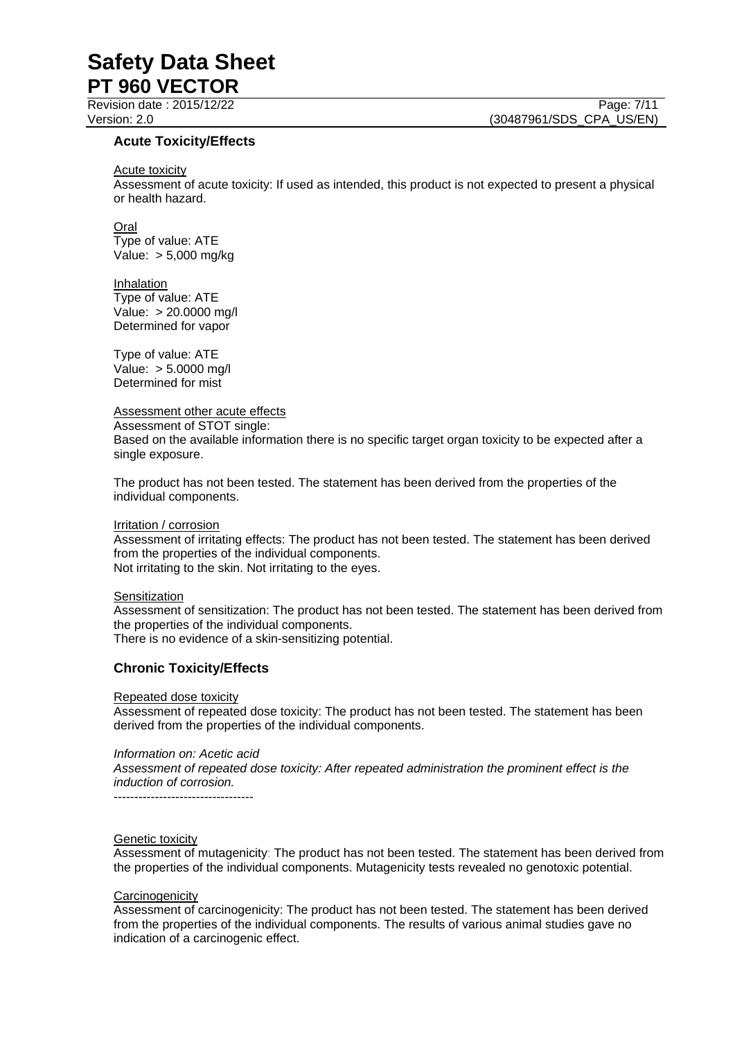### Acute Toxicity/Effects

Acute toxicity

Assessment of acute toxicity: If used as intended, this product is not expected to present a physical or health hazard.

Oral

Type of value: ATE
Value: > 5,000 mg/kg

Inhalation

Type of value: ATE
Value: > 20.0000 mg/l
Determined for vapor

Type of value: ATE
Value: > 5.0000 mg/l
Determined for mist

Assessment other acute effects

Assessment of STOT single:
Based on the available information there is no specific target organ toxicity to be expected after a single exposure.

The product has not been tested. The statement has been derived from the properties of the individual components.

Irritation / corrosion

Assessment of irritating effects: The product has not been tested. The statement has been derived from the properties of the individual components.
Not irritating to the skin. Not irritating to the eyes.

Sensitization

Assessment of sensitization: The product has not been tested. The statement has been derived from the properties of the individual components.
There is no evidence of a skin-sensitizing potential.

### Chronic Toxicity/Effects

Repeated dose toxicity

Assessment of repeated dose toxicity: The product has not been tested. The statement has been derived from the properties of the individual components.

*Information on: Acetic acid*
*Assessment of repeated dose toxicity: After repeated administration the prominent effect is the induction of corrosion.*
----------------------------------

Genetic toxicity

Assessment of mutagenicity: The product has not been tested. The statement has been derived from the properties of the individual components. Mutagenicity tests revealed no genotoxic potential.

Carcinogenicity

Assessment of carcinogenicity: The product has not been tested. The statement has been derived from the properties of the individual components. The results of various animal studies gave no indication of a carcinogenic effect.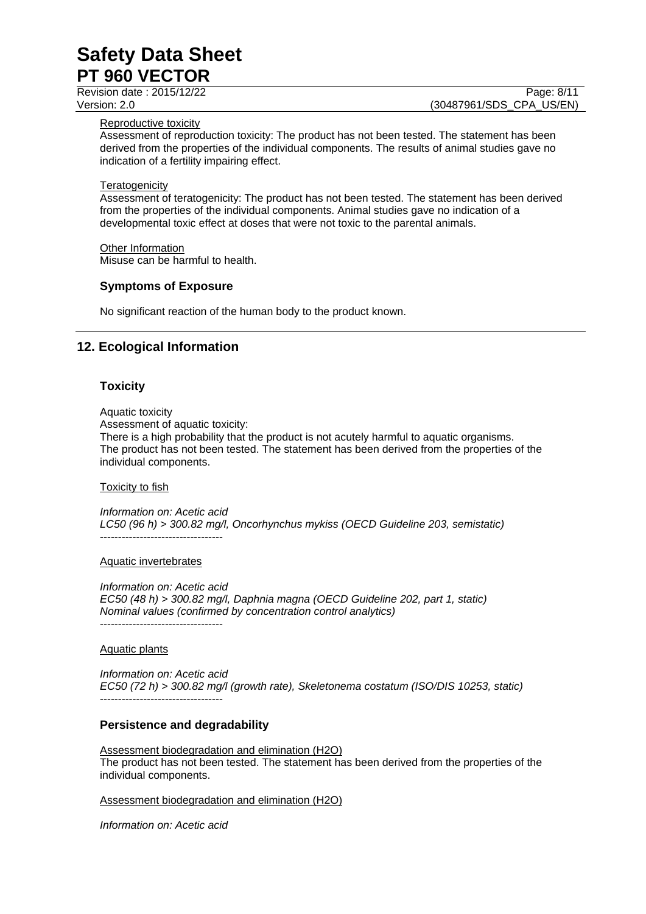Reproductive toxicity

Assessment of reproduction toxicity: The product has not been tested. The statement has been derived from the properties of the individual components. The results of animal studies gave no indication of a fertility impairing effect.

Teratogenicity

Assessment of teratogenicity: The product has not been tested. The statement has been derived from the properties of the individual components. Animal studies gave no indication of a developmental toxic effect at doses that were not toxic to the parental animals.

Other Information

Misuse can be harmful to health.

### Symptoms of Exposure

No significant reaction of the human body to the product known.

## 12. Ecological Information

### Toxicity

Aquatic toxicity

Assessment of aquatic toxicity:

There is a high probability that the product is not acutely harmful to aquatic organisms.
The product has not been tested. The statement has been derived from the properties of the individual components.

Toxicity to fish

*Information on: Acetic acid*
*LC50 (96 h) > 300.82 mg/l, Oncorhynchus mykiss (OECD Guideline 203, semistatic)*
----------------------------------

Aquatic invertebrates

*Information on: Acetic acid*
*EC50 (48 h) > 300.82 mg/l, Daphnia magna (OECD Guideline 202, part 1, static)*
*Nominal values (confirmed by concentration control analytics)*
----------------------------------

Aquatic plants

*Information on: Acetic acid*
*EC50 (72 h) > 300.82 mg/l (growth rate), Skeletonema costatum (ISO/DIS 10253, static)*
----------------------------------

### Persistence and degradability

Assessment biodegradation and elimination (H2O)

The product has not been tested. The statement has been derived from the properties of the individual components.

Assessment biodegradation and elimination (H2O)

*Information on: Acetic acid*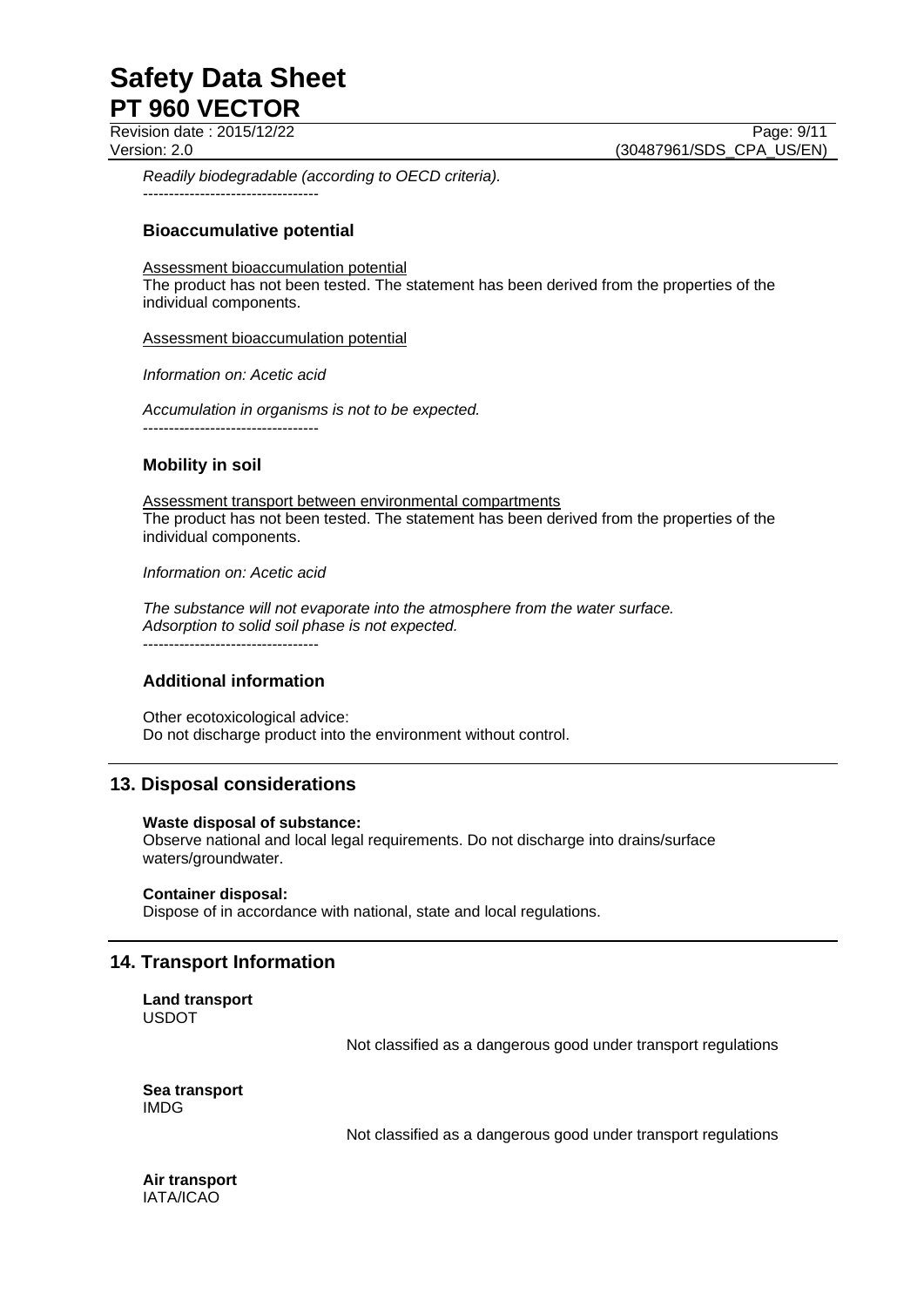*Readily biodegradable (according to OECD criteria).*

----------------------------------

### Bioaccumulative potential

Assessment bioaccumulation potential
The product has not been tested. The statement has been derived from the properties of the individual components.

Assessment bioaccumulation potential

*Information on: Acetic acid*

*Accumulation in organisms is not to be expected.*

----------------------------------

### Mobility in soil

Assessment transport between environmental compartments
The product has not been tested. The statement has been derived from the properties of the individual components.

*Information on: Acetic acid*

*The substance will not evaporate into the atmosphere from the water surface.*
*Adsorption to solid soil phase is not expected.*

----------------------------------

### Additional information

Other ecotoxicological advice:
Do not discharge product into the environment without control.

## 13. Disposal considerations

**Waste disposal of substance:**
Observe national and local legal requirements. Do not discharge into drains/surface waters/groundwater.

**Container disposal:**
Dispose of in accordance with national, state and local regulations.

## 14. Transport Information

**Land transport**
USDOT

Not classified as a dangerous good under transport regulations

**Sea transport**
IMDG

Not classified as a dangerous good under transport regulations

**Air transport**
IATA/ICAO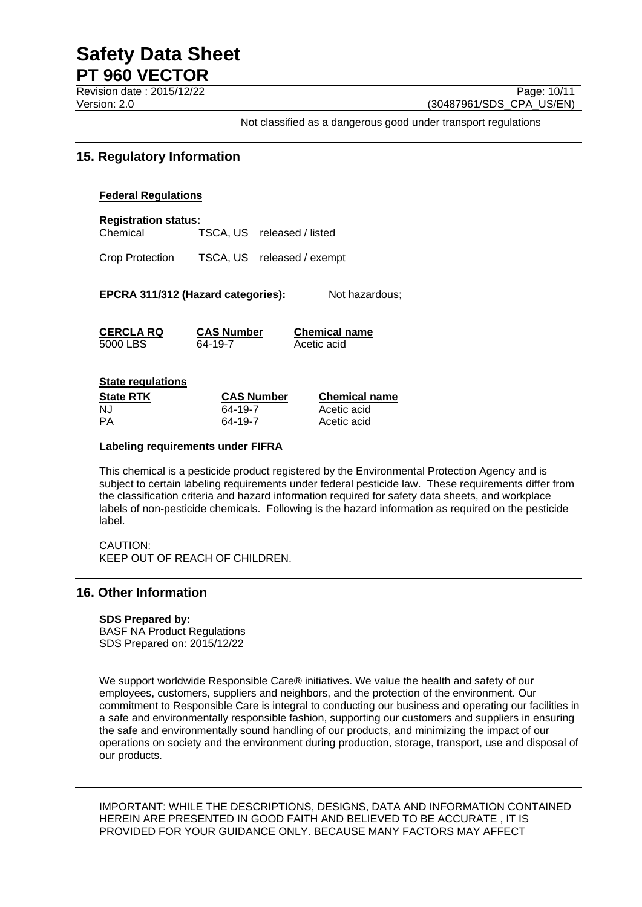Not classified as a dangerous good under transport regulations

## 15. Regulatory Information

### Federal Regulations

**Registration status:**

| | | |
|---|---|---|
| Chemical | TSCA, US | released / listed |
| Crop Protection | TSCA, US | released / exempt |

**EPCRA 311/312 (Hazard categories):** Not hazardous;

| CERCLA RQ | CAS Number | Chemical name |
|---|---|---|
| 5000 LBS | 64-19-7 | Acetic acid |

### State regulations

| State RTK | CAS Number | Chemical name |
|---|---|---|
| NJ | 64-19-7 | Acetic acid |
| PA | 64-19-7 | Acetic acid |

**Labeling requirements under FIFRA**

This chemical is a pesticide product registered by the Environmental Protection Agency and is subject to certain labeling requirements under federal pesticide law. These requirements differ from the classification criteria and hazard information required for safety data sheets, and workplace labels of non-pesticide chemicals. Following is the hazard information as required on the pesticide label.

CAUTION:
KEEP OUT OF REACH OF CHILDREN.

## 16. Other Information

**SDS Prepared by:**
BASF NA Product Regulations
SDS Prepared on: 2015/12/22

We support worldwide Responsible Care® initiatives. We value the health and safety of our employees, customers, suppliers and neighbors, and the protection of the environment. Our commitment to Responsible Care is integral to conducting our business and operating our facilities in a safe and environmentally responsible fashion, supporting our customers and suppliers in ensuring the safe and environmentally sound handling of our products, and minimizing the impact of our operations on society and the environment during production, storage, transport, use and disposal of our products.

IMPORTANT: WHILE THE DESCRIPTIONS, DESIGNS, DATA AND INFORMATION CONTAINED HEREIN ARE PRESENTED IN GOOD FAITH AND BELIEVED TO BE ACCURATE , IT IS PROVIDED FOR YOUR GUIDANCE ONLY. BECAUSE MANY FACTORS MAY AFFECT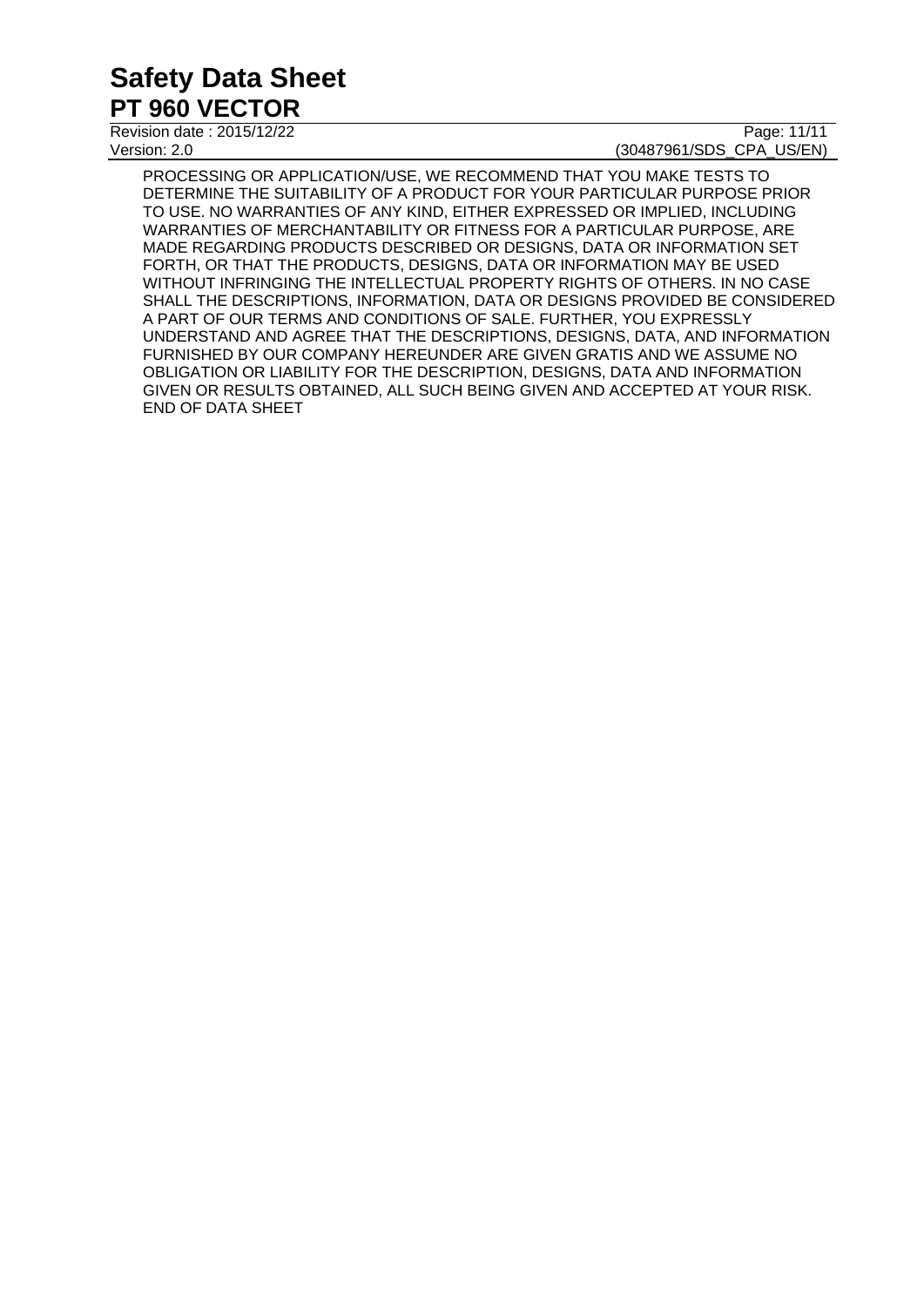PROCESSING OR APPLICATION/USE, WE RECOMMEND THAT YOU MAKE TESTS TO DETERMINE THE SUITABILITY OF A PRODUCT FOR YOUR PARTICULAR PURPOSE PRIOR TO USE. NO WARRANTIES OF ANY KIND, EITHER EXPRESSED OR IMPLIED, INCLUDING WARRANTIES OF MERCHANTABILITY OR FITNESS FOR A PARTICULAR PURPOSE, ARE MADE REGARDING PRODUCTS DESCRIBED OR DESIGNS, DATA OR INFORMATION SET FORTH, OR THAT THE PRODUCTS, DESIGNS, DATA OR INFORMATION MAY BE USED WITHOUT INFRINGING THE INTELLECTUAL PROPERTY RIGHTS OF OTHERS. IN NO CASE SHALL THE DESCRIPTIONS, INFORMATION, DATA OR DESIGNS PROVIDED BE CONSIDERED A PART OF OUR TERMS AND CONDITIONS OF SALE. FURTHER, YOU EXPRESSLY UNDERSTAND AND AGREE THAT THE DESCRIPTIONS, DESIGNS, DATA, AND INFORMATION FURNISHED BY OUR COMPANY HEREUNDER ARE GIVEN GRATIS AND WE ASSUME NO OBLIGATION OR LIABILITY FOR THE DESCRIPTION, DESIGNS, DATA AND INFORMATION GIVEN OR RESULTS OBTAINED, ALL SUCH BEING GIVEN AND ACCEPTED AT YOUR RISK.
END OF DATA SHEET